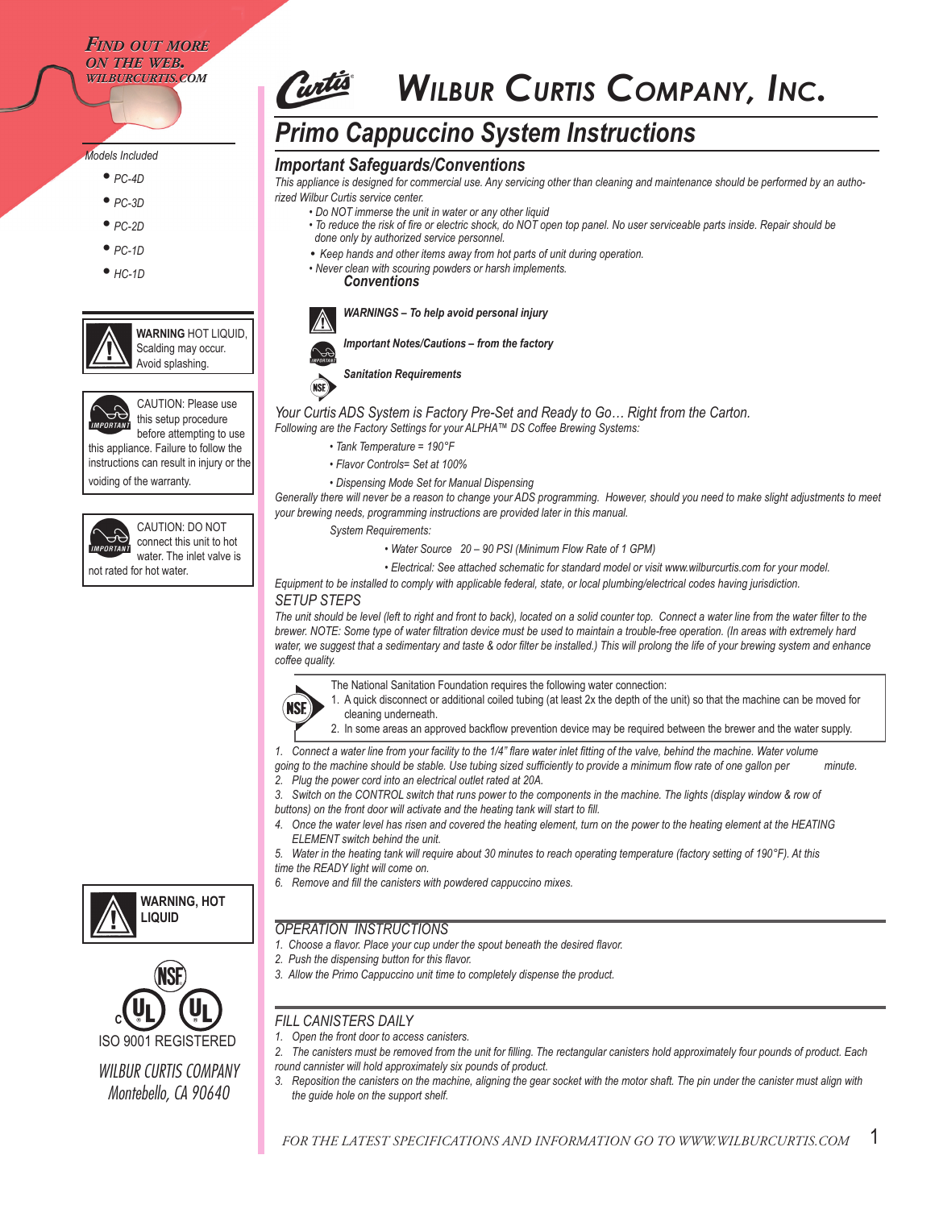FIND OUT MORE ON THE WEB. WILBURCURTIS.COM

Models Included

- PC-4D
- PC-3D
- PC-2D
- PC-1D
- HC-1D

**WARNING** HOT LIQUID, Scalding may occur. Avoid splashing.

CAUTION: Please use this setup procedure before attempting to use this appliance. Failure to follow the instructions can result in injury or the voiding of the warranty.

CAUTION: DO NOT connect this unit to hot water. The inlet valve is not rated for hot water.

**WARNING, HOT LIQUID**

ISO 9001 REGISTERED

WILBUR CURTIS COMPANY
Montebello, CA 90640

# WILBUR CURTIS COMPANY, INC.

## Primo Cappuccino System Instructions

### Important Safeguards/Conventions

*This appliance is designed for commercial use. Any servicing other than cleaning and maintenance should be performed by an authorized Wilbur Curtis service center.*

- *Do NOT immerse the unit in water or any other liquid*
- *To reduce the risk of fire or electric shock, do NOT open top panel. No user serviceable parts inside. Repair should be done only by authorized service personnel.*
- *Keep hands and other items away from hot parts of unit during operation.*
- *Never clean with scouring powders or harsh implements.*

**Conventions**

***WARNINGS – To help avoid personal injury***

***Important Notes/Cautions – from the factory***

***Sanitation Requirements***

*Your Curtis ADS System is Factory Pre-Set and Ready to Go… Right from the Carton.*
*Following are the Factory Settings for your ALPHA™ DS Coffee Brewing Systems:*

- *Tank Temperature = 190°F*
- *Flavor Controls= Set at 100%*
- *Dispensing Mode Set for Manual Dispensing*

*Generally there will never be a reason to change your ADS programming. However, should you need to make slight adjustments to meet your brewing needs, programming instructions are provided later in this manual.*

*System Requirements:*

- *Water Source 20 – 90 PSI (Minimum Flow Rate of 1 GPM)*
- *Electrical: See attached schematic for standard model or visit www.wilburcurtis.com for your model.*

*Equipment to be installed to comply with applicable federal, state, or local plumbing/electrical codes having jurisdiction.*

### SETUP STEPS

*The unit should be level (left to right and front to back), located on a solid counter top. Connect a water line from the water filter to the brewer. NOTE: Some type of water filtration device must be used to maintain a trouble-free operation. (In areas with extremely hard water, we suggest that a sedimentary and taste & odor filter be installed.) This will prolong the life of your brewing system and enhance coffee quality.*

The National Sanitation Foundation requires the following water connection:

1. A quick disconnect or additional coiled tubing (at least 2x the depth of the unit) so that the machine can be moved for cleaning underneath.
2. In some areas an approved backflow prevention device may be required between the brewer and the water supply.

1. *Connect a water line from your facility to the 1/4" flare water inlet fitting of the valve, behind the machine. Water volume going to the machine should be stable. Use tubing sized sufficiently to provide a minimum flow rate of one gallon per minute.*
2. *Plug the power cord into an electrical outlet rated at 20A.*
3. *Switch on the CONTROL switch that runs power to the components in the machine. The lights (display window & row of buttons) on the front door will activate and the heating tank will start to fill.*
4. *Once the water level has risen and covered the heating element, turn on the power to the heating element at the HEATING ELEMENT switch behind the unit.*
5. *Water in the heating tank will require about 30 minutes to reach operating temperature (factory setting of 190°F). At this time the READY light will come on.*
6. *Remove and fill the canisters with powdered cappuccino mixes.*

### OPERATION INSTRUCTIONS

1. *Choose a flavor. Place your cup under the spout beneath the desired flavor.*
2. *Push the dispensing button for this flavor.*
3. *Allow the Primo Cappuccino unit time to completely dispense the product.*

### FILL CANISTERS DAILY

1. *Open the front door to access canisters.*
2. *The canisters must be removed from the unit for filling. The rectangular canisters hold approximately four pounds of product. Each round cannister will hold approximately six pounds of product.*
3. *Reposition the canisters on the machine, aligning the gear socket with the motor shaft. The pin under the canister must align with the guide hole on the support shelf.*

*FOR THE LATEST SPECIFICATIONS AND INFORMATION GO TO WWW.WILBURCURTIS.COM*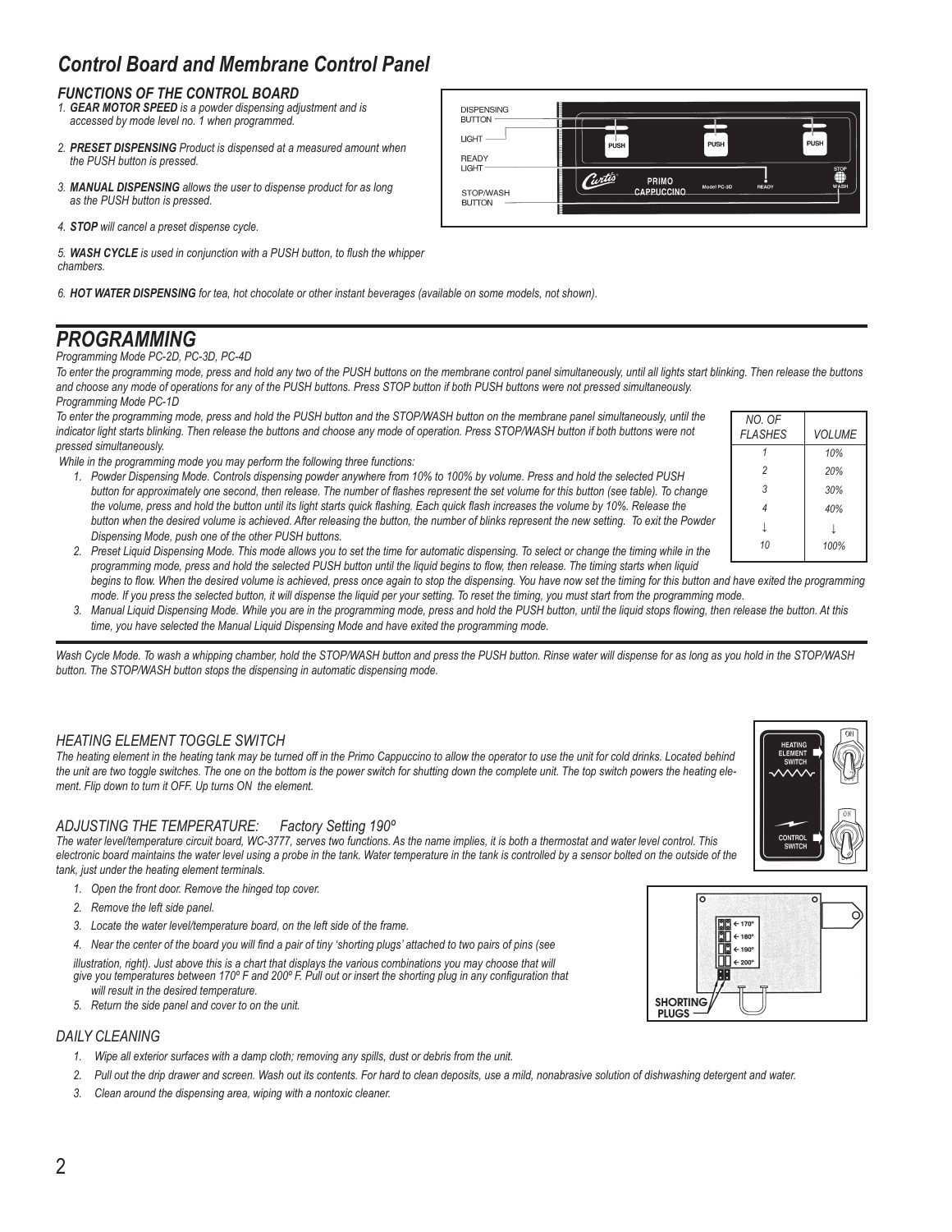## *Control Board and Membrane Control Panel*

### *FUNCTIONS OF THE CONTROL BOARD*

1. ***GEAR MOTOR SPEED*** *is a powder dispensing adjustment and is accessed by mode level no. 1 when programmed.*
2. ***PRESET DISPENSING*** *Product is dispensed at a measured amount when the PUSH button is pressed.*
3. ***MANUAL DISPENSING*** *allows the user to dispense product for as long as the PUSH button is pressed.*
4. ***STOP*** *will cancel a preset dispense cycle.*
5. ***WASH CYCLE*** *is used in conjunction with a PUSH button, to flush the whipper chambers.*
6. ***HOT WATER DISPENSING*** *for tea, hot chocolate or other instant beverages (available on some models, not shown).*

DISPENSING BUTTON
LIGHT
READY LIGHT
STOP/WASH BUTTON

PUSH PUSH PUSH
Curtis PRIMO CAPPUCCINO Model PC-3D READY STOP WASH

## *PROGRAMMING*

*Programming Mode PC-2D, PC-3D, PC-4D*

*To enter the programming mode, press and hold any two of the PUSH buttons on the membrane control panel simultaneously, until all lights start blinking. Then release the buttons and choose any mode of operations for any of the PUSH buttons. Press STOP button if both PUSH buttons were not pressed simultaneously.*

*Programming Mode PC-1D*

*To enter the programming mode, press and hold the PUSH button and the STOP/WASH button on the membrane panel simultaneously, until the indicator light starts blinking. Then release the buttons and choose any mode of operation. Press STOP/WASH button if both buttons were not pressed simultaneously.*

*While in the programming mode you may perform the following three functions:*

1. *Powder Dispensing Mode. Controls dispensing powder anywhere from 10% to 100% by volume. Press and hold the selected PUSH button for approximately one second, then release. The number of flashes represent the set volume for this button (see table). To change the volume, press and hold the button until its light starts quick flashing. Each quick flash increases the volume by 10%. Release the button when the desired volume is achieved. After releasing the button, the number of blinks represent the new setting. To exit the Powder Dispensing Mode, push one of the other PUSH buttons.*
2. *Preset Liquid Dispensing Mode. This mode allows you to set the time for automatic dispensing. To select or change the timing while in the programming mode, press and hold the selected PUSH button until the liquid begins to flow, then release. The timing starts when liquid begins to flow. When the desired volume is achieved, press once again to stop the dispensing. You have now set the timing for this button and have exited the programming mode. If you press the selected button, it will dispense the liquid per your setting. To reset the timing, you must start from the programming mode.*
3. *Manual Liquid Dispensing Mode. While you are in the programming mode, press and hold the PUSH button, until the liquid stops flowing, then release the button. At this time, you have selected the Manual Liquid Dispensing Mode and have exited the programming mode.*

| *NO. OF FLASHES* | *VOLUME* |
|---|---|
| 1 | 10% |
| 2 | 20% |
| 3 | 30% |
| 4 | 40% |
| ↓ | ↓ |
| 10 | 100% |

*Wash Cycle Mode. To wash a whipping chamber, hold the STOP/WASH button and press the PUSH button. Rinse water will dispense for as long as you hold in the STOP/WASH button. The STOP/WASH button stops the dispensing in automatic dispensing mode.*

### *HEATING ELEMENT TOGGLE SWITCH*

*The heating element in the heating tank may be turned off in the Primo Cappuccino to allow the operator to use the unit for cold drinks. Located behind the unit are two toggle switches. The one on the bottom is the power switch for shutting down the complete unit. The top switch powers the heating element. Flip down to turn it OFF. Up turns ON the element.*

HEATING ELEMENT SWITCH — ON
CONTROL SWITCH — ON

### *ADJUSTING THE TEMPERATURE: Factory Setting 190º*

*The water level/temperature circuit board, WC-3777, serves two functions. As the name implies, it is both a thermostat and water level control. This electronic board maintains the water level using a probe in the tank. Water temperature in the tank is controlled by a sensor bolted on the outside of the tank, just under the heating element terminals.*

1. *Open the front door. Remove the hinged top cover.*
2. *Remove the left side panel.*
3. *Locate the water level/temperature board, on the left side of the frame.*
4. *Near the center of the board you will find a pair of tiny 'shorting plugs' attached to two pairs of pins (see illustration, right). Just above this is a chart that displays the various combinations you may choose that will give you temperatures between 170º F and 200º F. Pull out or insert the shorting plug in any configuration that will result in the desired temperature.*
5. *Return the side panel and cover to on the unit.*

← 170º
← 180º
← 190º
← 200º
SHORTING PLUGS

### *DAILY CLEANING*

1. *Wipe all exterior surfaces with a damp cloth; removing any spills, dust or debris from the unit.*
2. *Pull out the drip drawer and screen. Wash out its contents. For hard to clean deposits, use a mild, nonabrasive solution of dishwashing detergent and water.*
3. *Clean around the dispensing area, wiping with a nontoxic cleaner.*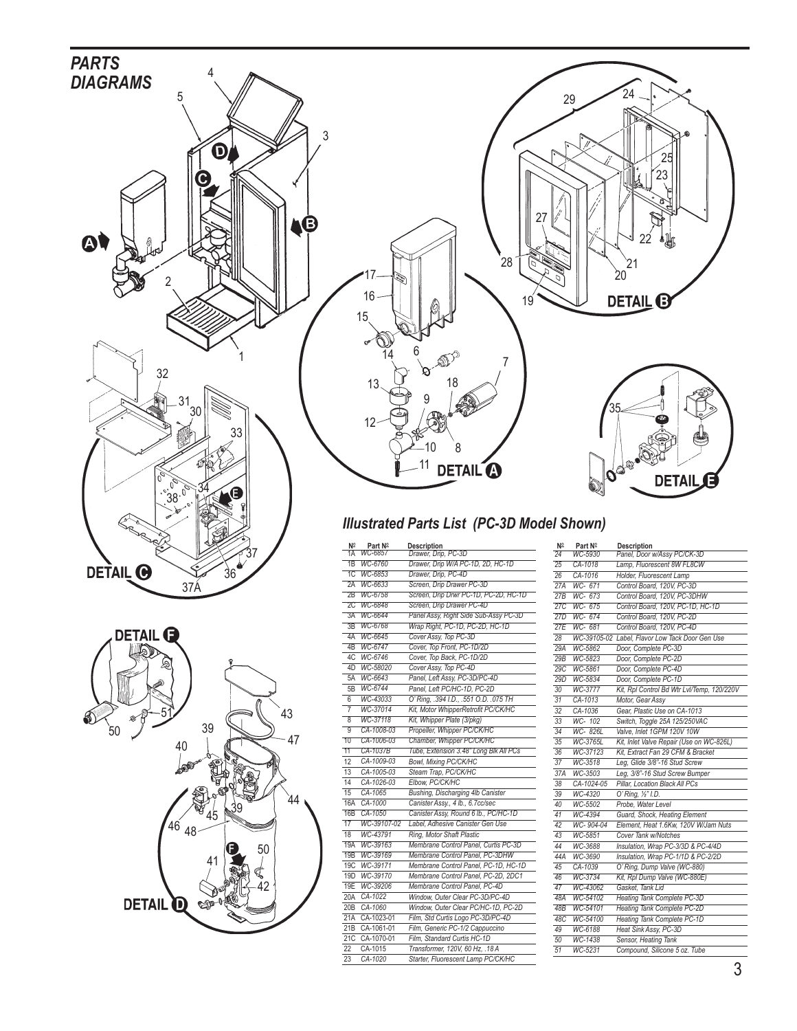# PARTS DIAGRAMS

## Illustrated Parts List (PC-3D Model Shown)

| № | Part № | Description |
|---|---|---|
| 1A | WC-6857 | Drawer, Drip, PC-3D |
| 1B | WC-6760 | Drawer, Drip W/A PC-1D, 2D, HC-1D |
| 1C | WC-6853 | Drawer, Drip, PC-4D |
| 2A | WC-6633 | Screen, Drip Drawer PC-3D |
| 2B | WC-6758 | Screen, Drip Drwr PC-1D, PC-2D, HC-1D |
| 2C | WC-6848 | Screen, Drip Drawer PC-4D |
| 3A | WC-6644 | Panel Assy, Right Side Sub-Assy PC-3D |
| 3B | WC-6768 | Wrap Right, PC-1D, PC-2D, HC-1D |
| 4A | WC-6645 | Cover Assy, Top PC-3D |
| 4B | WC-6747 | Cover, Top Front, PC-1D/2D |
| 4C | WC-6746 | Cover, Top Back, PC-1D/2D |
| 4D | WC-58020 | Cover Assy, Top PC-4D |
| 5A | WC-6643 | Panel, Left Assy, PC-3D/PC-4D |
| 5B | WC-6744 | Panel, Left PC/HC-1D, PC-2D |
| 6 | WC-43033 | O' Ring, .394 I.D., .551 O.D. .075 TH |
| 7 | WC-37014 | Kit, Motor WhipperRetrofit PC/CK/HC |
| 8 | WC-37118 | Kit, Whipper Plate (3/pkg) |
| 9 | CA-1008-03 | Propeller, Whipper PC/CK/HC |
| 10 | CA-1006-03 | Chamber, Whipper PC/CK/HC |
| 11 | CA-1037B | Tube, Extension 3.48" Long Blk All PCs |
| 12 | CA-1009-03 | Bowl, Mixing PC/CK/HC |
| 13 | CA-1005-03 | Steam Trap, PC/CK/HC |
| 14 | CA-1026-03 | Elbow, PC/CK/HC |
| 15 | CA-1065 | Bushing, Discharging 4lb Canister |
| 16A | CA-1000 | Canister Assy., 4 lb., 6.7cc/sec |
| 16B | CA-1050 | Canister Assy, Round 6 lb., PC/HC-1D |
| 17 | WC-39107-02 | Label, Adhesive Canister Gen Use |
| 18 | WC-43791 | Ring, Motor Shaft Plastic |
| 19A | WC-39163 | Membrane Control Panel, Curtis PC-3D |
| 19B | WC-39169 | Membrane Control Panel, PC-3DHW |
| 19C | WC-39171 | Membrane Control Panel, PC-1D, HC-1D |
| 19D | WC-39170 | Membrane Control Panel, PC-2D, 2DC1 |
| 19E | WC-39206 | Membrane Control Panel, PC-4D |
| 20A | CA-1022 | Window, Outer Clear PC-3D/PC-4D |
| 20B | CA-1060 | Window, Outer Clear PC/HC-1D, PC-2D |
| 21A | CA-1023-01 | Film, Std Curtis Logo PC-3D/PC-4D |
| 21B | CA-1061-01 | Film, Generic PC-1/2 Cappuccino |
| 21C | CA-1070-01 | Film, Standard Curtis HC-1D |
| 22 | CA-1015 | Transformer, 120V, 60 Hz, .18 A |
| 23 | CA-1020 | Starter, Fluorescent Lamp PC/CK/HC |
| 24 | WC-5930 | Panel, Door w/Assy PC/CK-3D |
| 25 | CA-1018 | Lamp, Fluorescent 8W FL8CW |
| 26 | CA-1016 | Holder, Fluorescent Lamp |
| 27A | WC- 671 | Control Board, 120V, PC-3D |
| 27B | WC- 673 | Control Board, 120V, PC-3DHW |
| 27C | WC- 675 | Control Board, 120V, PC-1D, HC-1D |
| 27D | WC- 674 | Control Board, 120V, PC-2D |
| 27E | WC- 681 | Control Board, 120V, PC-4D |
| 28 | WC-39105-02 | Label, Flavor Low Tack Door Gen Use |
| 29A | WC-5862 | Door, Complete PC-3D |
| 29B | WC-5823 | Door, Complete PC-2D |
| 29C | WC-5861 | Door, Complete PC-4D |
| 29D | WC-5834 | Door, Complete PC-1D |
| 30 | WC-3777 | Kit, Rpl Control Bd Wtr Lvl/Temp, 120/220V |
| 31 | CA-1013 | Motor, Gear Assy |
| 32 | CA-1036 | Gear, Plastic Use on CA-1013 |
| 33 | WC- 102 | Switch, Toggle 25A 125/250VAC |
| 34 | WC- 826L | Valve, Inlet 1GPM 120V 10W |
| 35 | WC-3765L | Kit, Inlet Valve Repair (Use on WC-826L) |
| 36 | WC-37123 | Kit, Extract Fan 29 CFM & Bracket |
| 37 | WC-3518 | Leg, Glide 3/8"-16 Stud Screw |
| 37A | WC-3503 | Leg, 3/8"-16 Stud Screw Bumper |
| 38 | CA-1024-05 | Pillar, Location Black All PCs |
| 39 | WC-4320 | O' Ring, ½" I.D. |
| 40 | WC-5502 | Probe, Water Level |
| 41 | WC-4394 | Guard, Shock, Heating Element |
| 42 | WC- 904-04 | Element, Heat 1.6Kw, 120V W/Jam Nuts |
| 43 | WC-5851 | Cover Tank w/Notches |
| 44 | WC-3688 | Insulation, Wrap PC-3/3D & PC-4/4D |
| 44A | WC-3690 | Insulation, Wrap PC-1/1D & PC-2/2D |
| 45 | CA-1039 | O' Ring, Dump Valve (WC-880) |
| 46 | WC-3734 | Kit, Rpl Dump Valve (WC-880E) |
| 47 | WC-43062 | Gasket, Tank Lid |
| 48A | WC-54102 | Heating Tank Complete PC-3D |
| 48B | WC-54101 | Heating Tank Complete PC-2D |
| 48C | WC-54100 | Heating Tank Complete PC-1D |
| 49 | WC-6188 | Heat Sink Assy, PC-3D |
| 50 | WC-1438 | Sensor, Heating Tank |
| 51 | WC-5231 | Compound, Silicone 5 oz. Tube |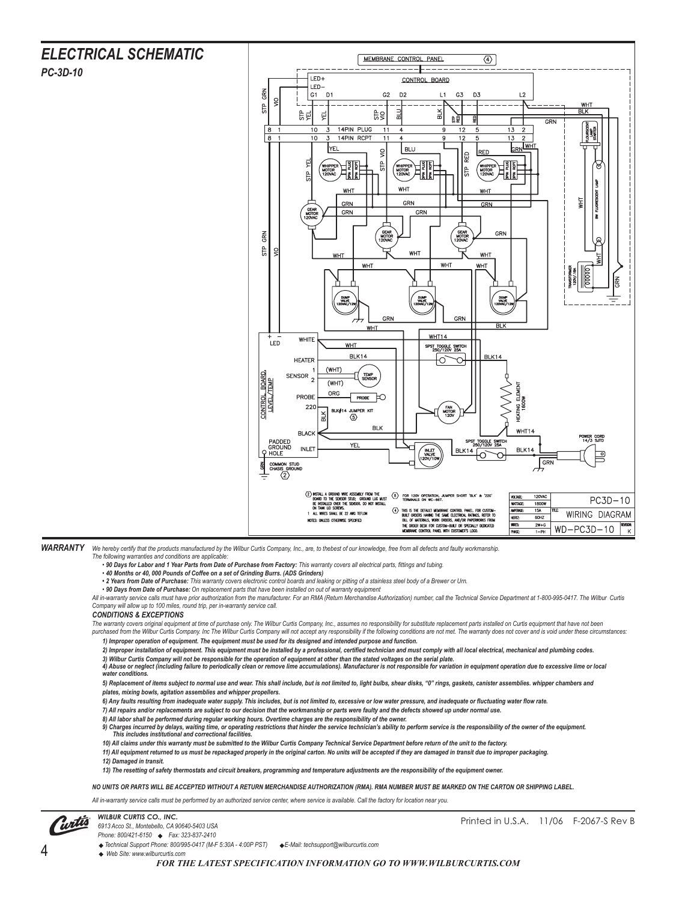## ELECTRICAL SCHEMATIC

### PC-3D-10

MEMBRANE CONTROL PANEL (4)

CONTROL BOARD

LED+
LED–
G1 D1 G2 D2 L1 G3 D3 L2

14PIN PLUG
14PIN RCPT

WHIPPER MOTOR 120VAC
GEAR MOTOR 120VAC
DUMP VALVE 120VAC/12W

FLUORESCENT LAMP STARTER
8W FLUORESCENT LAMP
TRANSFORMER 120V/18A

CONTROL BOARD, LEVEL/TEMP
LED
HEATER
SENSOR 1 2
TEMP SENSOR
PROBE
220
BLACK
INLET
BLK#14 JUMPER KIT (5)

SPST TOGGLE SWITCH 250/120V 25A
HEATING ELEMENT 1600W
FAN MOTOR 120V
INLET VALVE 120V/10W
POWER CORD 14/3 SJTO

PADDED GROUND HOLE
COMMON STUD CHASIS GROUND (2)

(2) INSTALL A GROUND WIRE ASSEMBLY FROM THE BOARD TO THE SENSOR STUD; GROUND LUG MUST BE INSTALLED OVER THE SENSOR. DO NOT INSTALL ON TANK LID SCREWS.

1 ALL WIRES SHALL BE 22 AWG TEFLON

NOTES: UNLESS OTHERWISE SPECIFIED

(5) FOR 120V OPERATION, JUMPER SHORT 'BLK' & '220' TERMINALS ON WC-667.

(4) THIS IS THE DEFAULT MEMBRANE CONTROL PANEL. FOR CUSTOM-BUILT ORDERS HAVING THE SAME ELECTRICAL RATINGS, REFER TO BILL OF MATERIALS, WORK ORDERS, AND/OR PAPERWORKS FROM THE ORDER DESK FOR CUSTOM-BUILT OR SPECIALLY DEDICATED MEMBRANE CONTROL PANEL WITH CUSTOMER'S LOGO.

| | |
|---|---|
| VOLTAGE: | 120VAC |
| WATTAGE: | 1800W |
| AMPERAGE: | 15A |
| HERTZ: | 60HZ |
| WIRES: | 2W+G |
| PHASE: | 1–PH |

PC3D–10
TITLE: WIRING DIAGRAM
WD–PC3D–10 REVISION: K

**WARRANTY** *We hereby certify that the products manufactured by the Wilbur Curtis Company, Inc., are, to thebest of our knowledge, free from all defects and faulty workmanship.*
*The following warranties and conditions are applicable:*

- ***90 Days for Labor and 1 Year Parts from Date of Purchase from Factory:*** *This warranty covers all electrical parts, fittings and tubing.*
- ***40 Months or 40, 000 Pounds of Coffee on a set of Grinding Burrs. (ADS Grinders)***
- ***2 Years from Date of Purchase:*** *This warranty covers electronic control boards and leaking or pitting of a stainless steel body of a Brewer or Urn.*
- ***90 Days from Date of Purchase:*** *On replacement parts that have been installed on out of warranty equipment*

*All in-warranty service calls must have prior authorization from the manufacturer. For an RMA (Return Merchandise Authorization) number, call the Technical Service Department at 1-800-995-0417. The Wilbur Curtis Company will allow up to 100 miles, round trip, per in-warranty service call.*

***CONDITIONS & EXCEPTIONS***

*The warranty covers original equipment at time of purchase only. The Wilbur Curtis Company, Inc., assumes no responsibility for substitute replacement parts installed on Curtis equipment that have not been purchased from the Wilbur Curtis Company. Inc The Wilbur Curtis Company will not accept any responsibility if the following conditions are not met. The warranty does not cover and is void under these circumstances:*

***1) Improper operation of equipment. The equipment must be used for its designed and intended purpose and function.***

***2) Improper installation of equipment. This equipment must be installed by a professional, certified technician and must comply with all local electrical, mechanical and plumbing codes.***

***3) Wilbur Curtis Company will not be responsible for the operation of equipment at other than the stated voltages on the serial plate.***

***4) Abuse or neglect (including failure to periodically clean or remove lime accumulations). Manufacturer is not responsible for variation in equipment operation due to excessive lime or local water conditions.***

***5) Replacement of items subject to normal use and wear. This shall include, but is not limited to, light bulbs, shear disks, "0" rings, gaskets, canister assemblies. whipper chambers and plates, mixing bowls, agitation assemblies and whipper propellers.***

***6) Any faults resulting from inadequate water supply. This includes, but is not limited to, excessive or low water pressure, and inadequate or fluctuating water flow rate.***

***7) All repairs and/or replacements are subject to our decision that the workmanship or parts were faulty and the defects showed up under normal use.***

***8) All labor shall be performed during regular working hours. Overtime charges are the responsibility of the owner.***

***9) Charges incurred by delays, waiting time, or operating restrictions that hinder the service technician's ability to perform service is the responsibility of the owner of the equipment. This includes institutional and correctional facilities.***

***10) All claims under this warranty must be submitted to the Wilbur Curtis Company Technical Service Department before return of the unit to the factory.***

***11) All equipment returned to us must be repackaged properly in the original carton. No units will be accepted if they are damaged in transit due to improper packaging.***

***12) Damaged in transit.***

***13) The resetting of safety thermostats and circuit breakers, programming and temperature adjustments are the responsibility of the equipment owner.***

***NO UNITS OR PARTS WILL BE ACCEPTED WITHOUT A RETURN MERCHANDISE AUTHORIZATION (RMA). RMA NUMBER MUST BE MARKED ON THE CARTON OR SHIPPING LABEL.***

*All in-warranty service calls must be performed by an authorized service center, where service is available. Call the factory for location near you.*

***WILBUR CURTIS CO., INC.***
*6913 Acco St., Montebello, CA 90640-5403 USA*
*Phone: 800/421-6150 ◆ Fax: 323-837-2410*
*◆ Technical Support Phone: 800/995-0417 (M-F 5:30A - 4:00P PST) ◆ E-Mail: techsupport@wilburcurtis.com*
*◆ Web Site: www.wilburcurtis.com*

Printed in U.S.A. 11/06 F-2067-S Rev B

***FOR THE LATEST SPECIFICATION INFORMATION GO TO WWW.WILBURCURTIS.COM***